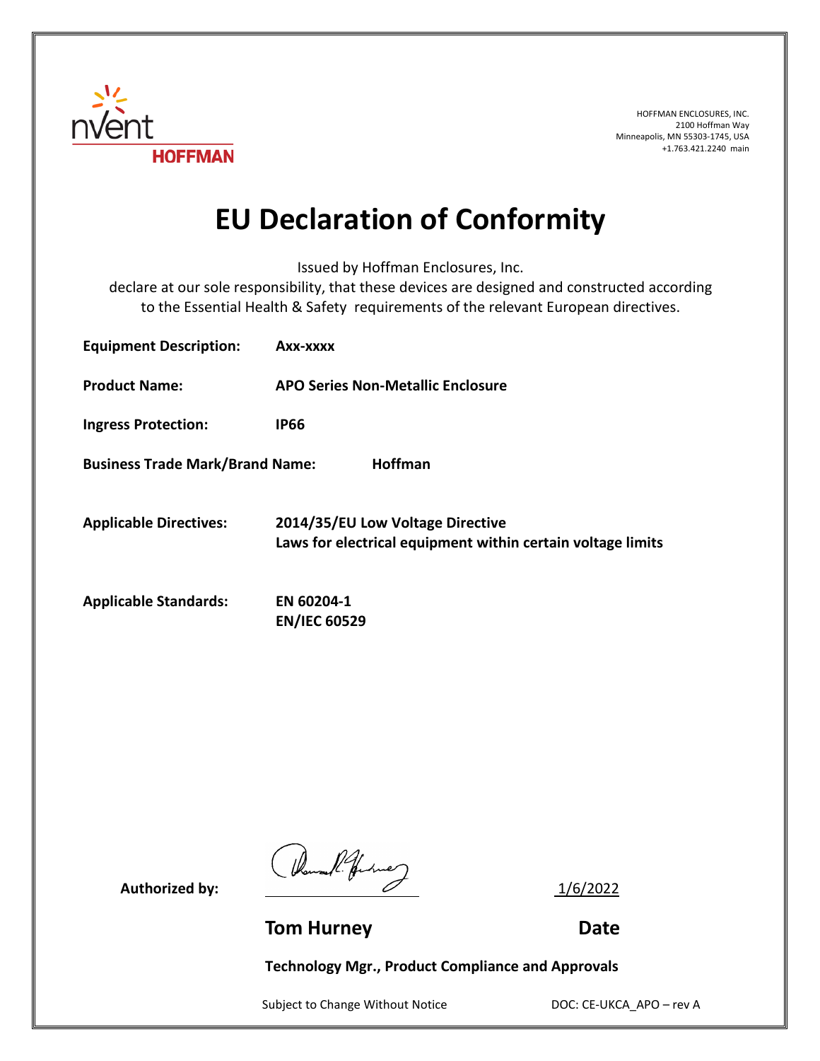HOFFMAN ENCLOSURES, INC.
2100 Hoffman Way
Minneapolis, MN 55303-1745, USA
+1.763.421.2240 main

# EU Declaration of Conformity

Issued by Hoffman Enclosures, Inc.
declare at our sole responsibility, that these devices are designed and constructed according to the Essential Health & Safety requirements of the relevant European directives.

**Equipment Description:** **Axx-xxxx**

**Product Name:** **APO Series Non-Metallic Enclosure**

**Ingress Protection:** **IP66**

**Business Trade Mark/Brand Name:** **Hoffman**

**Applicable Directives:** **2014/35/EU Low Voltage Directive**
**Laws for electrical equipment within certain voltage limits**

**Applicable Standards:** **EN 60204-1**
**EN/IEC 60529**

**Authorized by:** 1/6/2022

**Tom Hurney** **Date**

**Technology Mgr., Product Compliance and Approvals**

Subject to Change Without Notice DOC: CE-UKCA_APO – rev A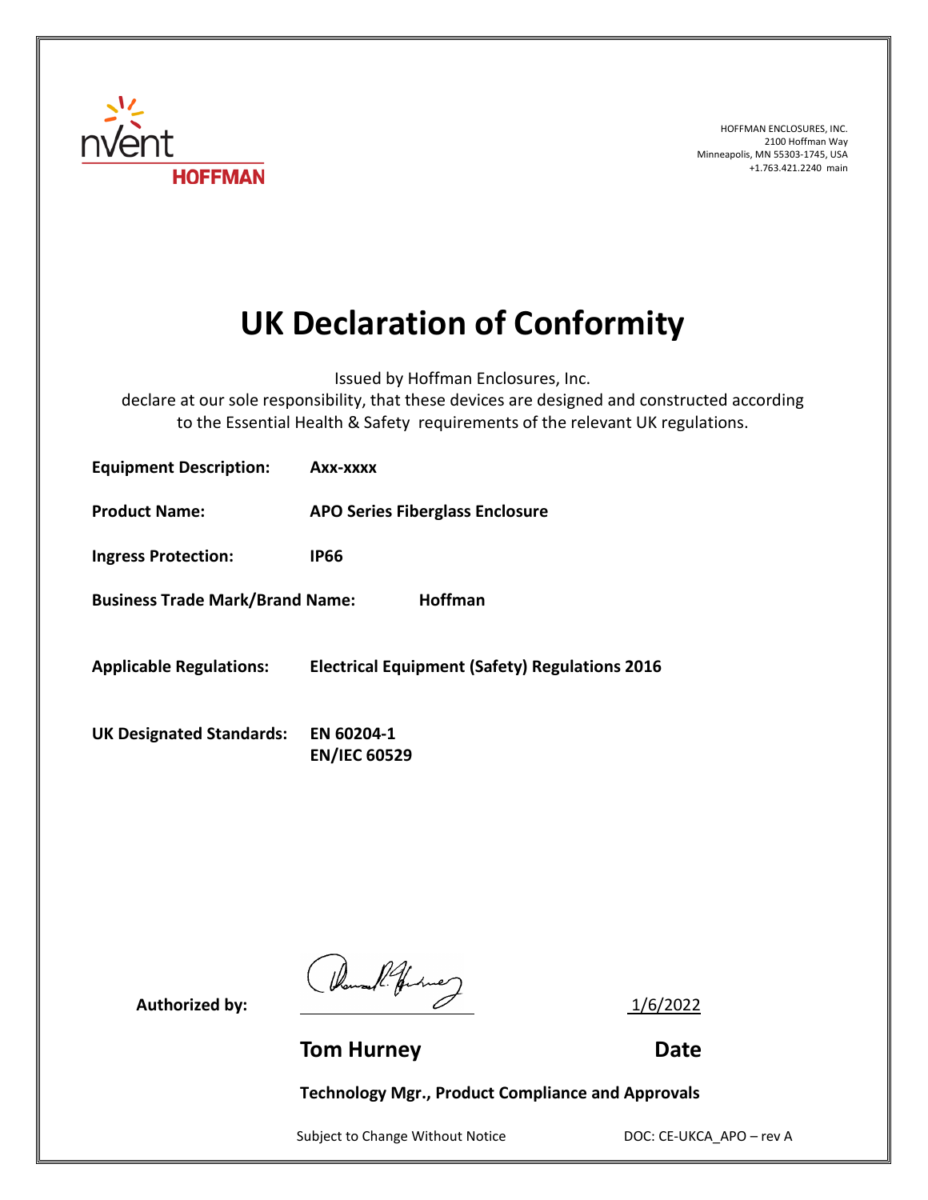HOFFMAN ENCLOSURES, INC.
2100 Hoffman Way
Minneapolis, MN 55303-1745, USA
+1.763.421.2240 main

# UK Declaration of Conformity

Issued by Hoffman Enclosures, Inc.
declare at our sole responsibility, that these devices are designed and constructed according to the Essential Health & Safety requirements of the relevant UK regulations.

**Equipment Description:** **Axx-xxxx**

**Product Name:** **APO Series Fiberglass Enclosure**

**Ingress Protection:** **IP66**

**Business Trade Mark/Brand Name:** **Hoffman**

**Applicable Regulations:** **Electrical Equipment (Safety) Regulations 2016**

**UK Designated Standards:** **EN 60204-1**
**EN/IEC 60529**

**Authorized by:** 1/6/2022

**Tom Hurney** **Date**

**Technology Mgr., Product Compliance and Approvals**

Subject to Change Without Notice DOC: CE-UKCA_APO – rev A